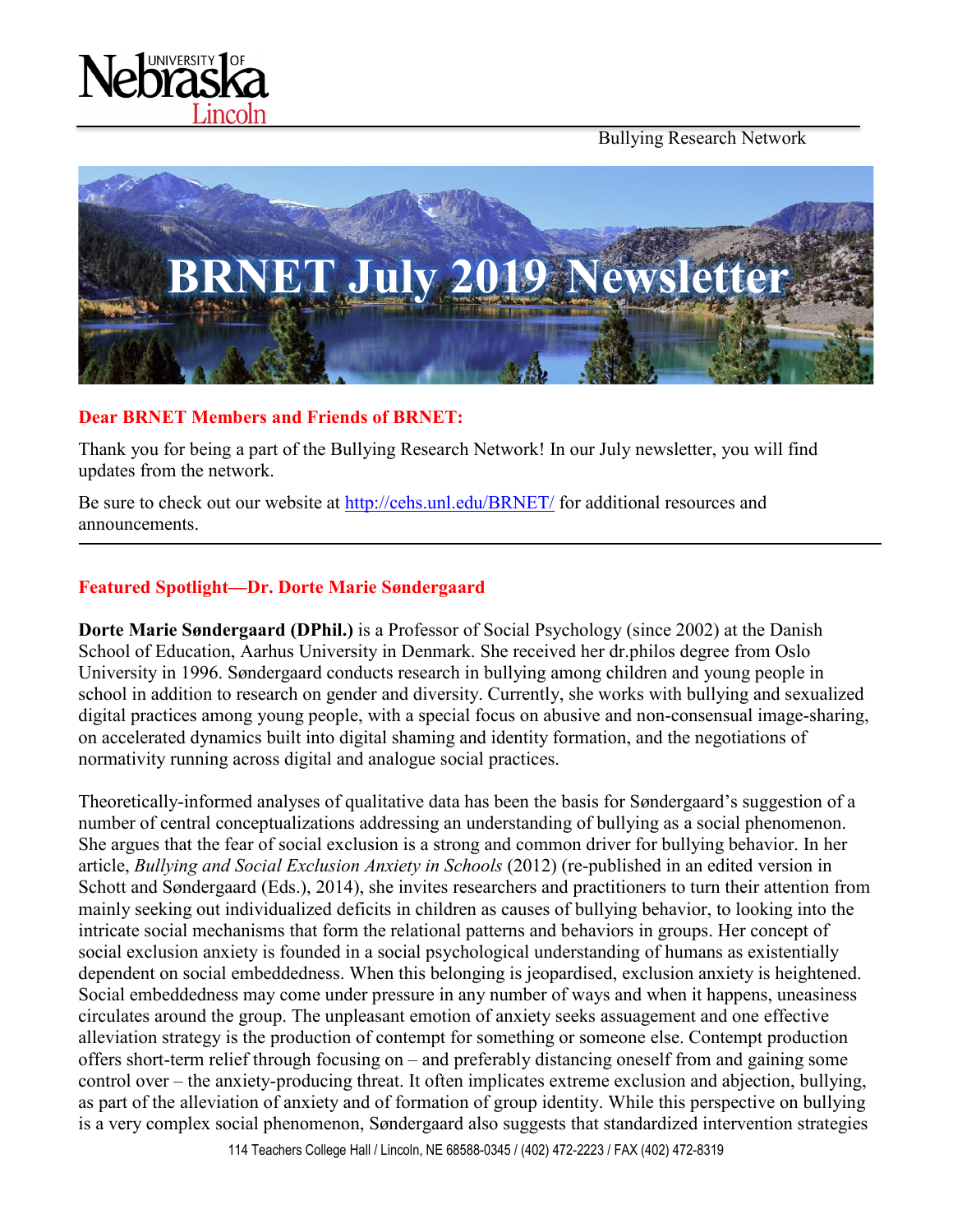Bullying Research Network

# BRNET July 2019 Newsletter

**Dear BRNET Members and Friends of BRNET:**

Thank you for being a part of the Bullying Research Network! In our July newsletter, you will find updates from the network.

Be sure to check out our website at http://cehs.unl.edu/BRNET/ for additional resources and announcements.

---

## Featured Spotlight—Dr. Dorte Marie Søndergaard

**Dorte Marie Søndergaard (DPhil.)** is a Professor of Social Psychology (since 2002) at the Danish School of Education, Aarhus University in Denmark. She received her dr.philos degree from Oslo University in 1996. Søndergaard conducts research in bullying among children and young people in school in addition to research on gender and diversity. Currently, she works with bullying and sexualized digital practices among young people, with a special focus on abusive and non-consensual image-sharing, on accelerated dynamics built into digital shaming and identity formation, and the negotiations of normativity running across digital and analogue social practices.

Theoretically-informed analyses of qualitative data has been the basis for Søndergaard's suggestion of a number of central conceptualizations addressing an understanding of bullying as a social phenomenon. She argues that the fear of social exclusion is a strong and common driver for bullying behavior. In her article, *Bullying and Social Exclusion Anxiety in Schools* (2012) (re-published in an edited version in Schott and Søndergaard (Eds.), 2014), she invites researchers and practitioners to turn their attention from mainly seeking out individualized deficits in children as causes of bullying behavior, to looking into the intricate social mechanisms that form the relational patterns and behaviors in groups. Her concept of social exclusion anxiety is founded in a social psychological understanding of humans as existentially dependent on social embeddedness. When this belonging is jeopardised, exclusion anxiety is heightened. Social embeddedness may come under pressure in any number of ways and when it happens, uneasiness circulates around the group. The unpleasant emotion of anxiety seeks assuagement and one effective alleviation strategy is the production of contempt for something or someone else. Contempt production offers short-term relief through focusing on – and preferably distancing oneself from and gaining some control over – the anxiety-producing threat. It often implicates extreme exclusion and abjection, bullying, as part of the alleviation of anxiety and of formation of group identity. While this perspective on bullying is a very complex social phenomenon, Søndergaard also suggests that standardized intervention strategies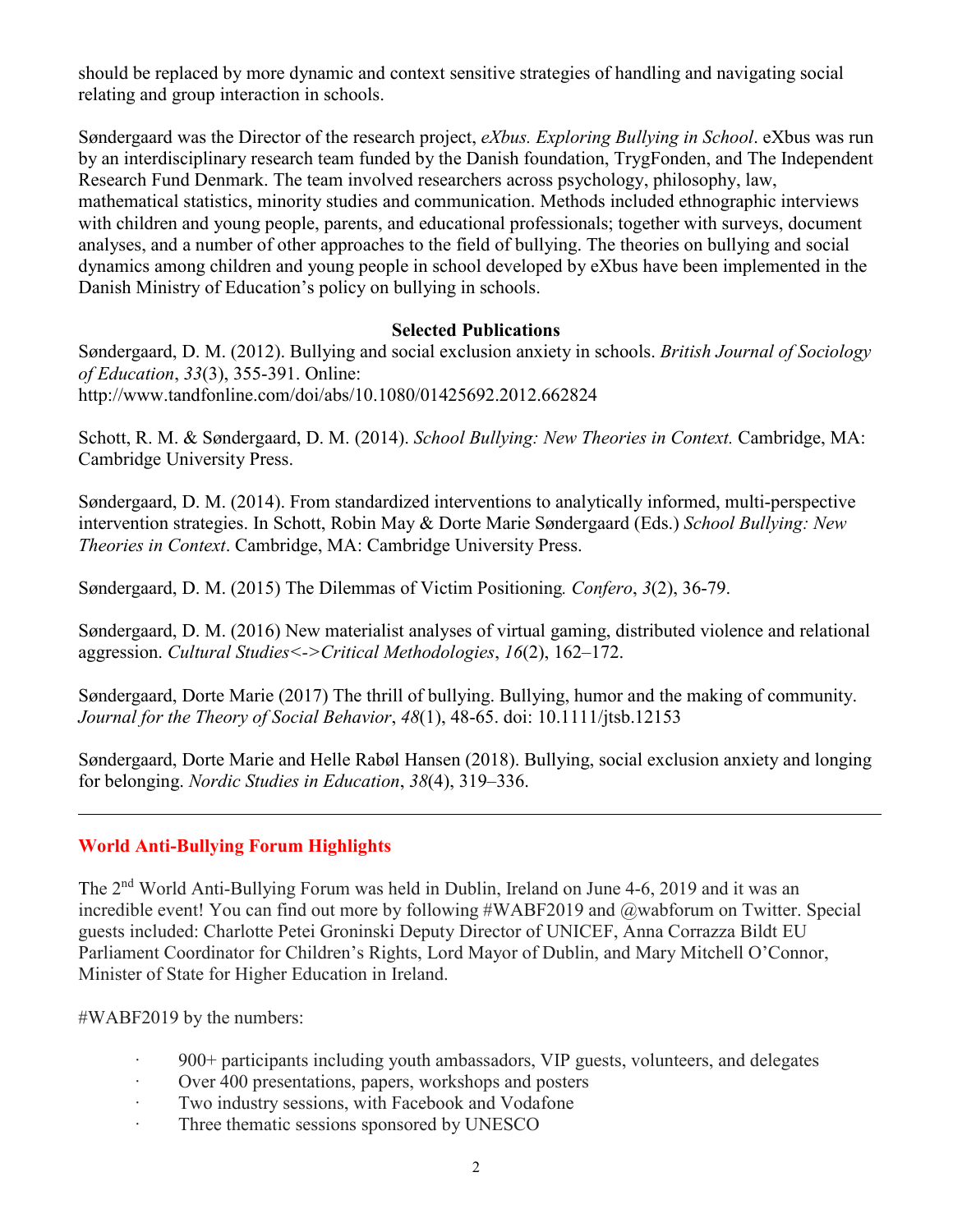should be replaced by more dynamic and context sensitive strategies of handling and navigating social relating and group interaction in schools.

Søndergaard was the Director of the research project, *eXbus. Exploring Bullying in School*. eXbus was run by an interdisciplinary research team funded by the Danish foundation, TrygFonden, and The Independent Research Fund Denmark. The team involved researchers across psychology, philosophy, law, mathematical statistics, minority studies and communication. Methods included ethnographic interviews with children and young people, parents, and educational professionals; together with surveys, document analyses, and a number of other approaches to the field of bullying. The theories on bullying and social dynamics among children and young people in school developed by eXbus have been implemented in the Danish Ministry of Education's policy on bullying in schools.

**Selected Publications**

Søndergaard, D. M. (2012). Bullying and social exclusion anxiety in schools. *British Journal of Sociology of Education*, *33*(3), 355-391. Online: http://www.tandfonline.com/doi/abs/10.1080/01425692.2012.662824

Schott, R. M. & Søndergaard, D. M. (2014). *School Bullying: New Theories in Context.* Cambridge, MA: Cambridge University Press.

Søndergaard, D. M. (2014). From standardized interventions to analytically informed, multi-perspective intervention strategies. In Schott, Robin May & Dorte Marie Søndergaard (Eds.) *School Bullying: New Theories in Context*. Cambridge, MA: Cambridge University Press.

Søndergaard, D. M. (2015) The Dilemmas of Victim Positioning*. Confero*, *3*(2), 36-79.

Søndergaard, D. M. (2016) New materialist analyses of virtual gaming, distributed violence and relational aggression. *Cultural Studies<->Critical Methodologies*, *16*(2), 162–172.

Søndergaard, Dorte Marie (2017) The thrill of bullying. Bullying, humor and the making of community. *Journal for the Theory of Social Behavior*, *48*(1), 48-65. doi: 10.1111/jtsb.12153

Søndergaard, Dorte Marie and Helle Rabøl Hansen (2018). Bullying, social exclusion anxiety and longing for belonging. *Nordic Studies in Education*, *38*(4), 319–336.

---

## World Anti-Bullying Forum Highlights

The 2nd World Anti-Bullying Forum was held in Dublin, Ireland on June 4-6, 2019 and it was an incredible event! You can find out more by following #WABF2019 and @wabforum on Twitter. Special guests included: Charlotte Petei Groninski Deputy Director of UNICEF, Anna Corrazza Bildt EU Parliament Coordinator for Children's Rights, Lord Mayor of Dublin, and Mary Mitchell O'Connor, Minister of State for Higher Education in Ireland.

#WABF2019 by the numbers:

- 900+ participants including youth ambassadors, VIP guests, volunteers, and delegates
- Over 400 presentations, papers, workshops and posters
- Two industry sessions, with Facebook and Vodafone
- Three thematic sessions sponsored by UNESCO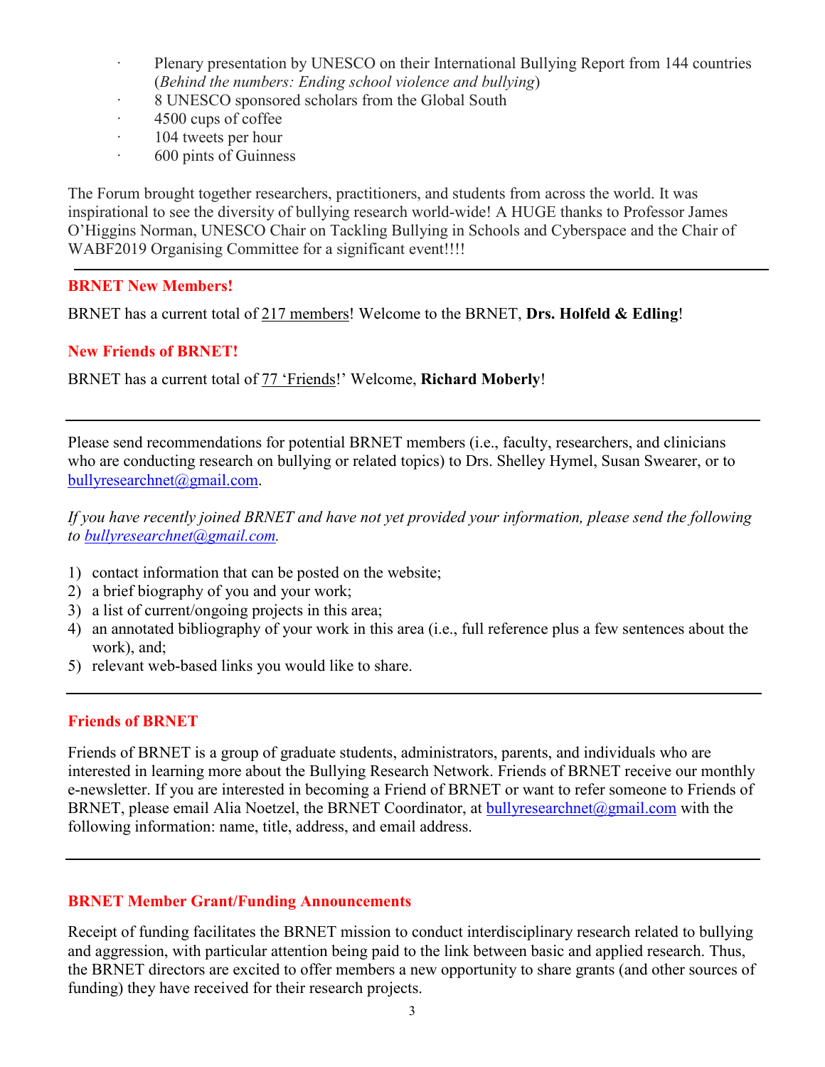- Plenary presentation by UNESCO on their International Bullying Report from 144 countries (*Behind the numbers: Ending school violence and bullying*)
- 8 UNESCO sponsored scholars from the Global South
- 4500 cups of coffee
- 104 tweets per hour
- 600 pints of Guinness

The Forum brought together researchers, practitioners, and students from across the world. It was inspirational to see the diversity of bullying research world-wide! A HUGE thanks to Professor James O'Higgins Norman, UNESCO Chair on Tackling Bullying in Schools and Cyberspace and the Chair of WABF2019 Organising Committee for a significant event!!!!

---

### BRNET New Members!

BRNET has a current total of 217 members! Welcome to the BRNET, **Drs. Holfeld & Edling**!

### New Friends of BRNET!

BRNET has a current total of 77 'Friends!' Welcome, **Richard Moberly**!

---

Please send recommendations for potential BRNET members (i.e., faculty, researchers, and clinicians who are conducting research on bullying or related topics) to Drs. Shelley Hymel, Susan Swearer, or to bullyresearchnet@gmail.com.

*If you have recently joined BRNET and have not yet provided your information, please send the following to bullyresearchnet@gmail.com.*

1) contact information that can be posted on the website;
2) a brief biography of you and your work;
3) a list of current/ongoing projects in this area;
4) an annotated bibliography of your work in this area (i.e., full reference plus a few sentences about the work), and;
5) relevant web-based links you would like to share.

---

### Friends of BRNET

Friends of BRNET is a group of graduate students, administrators, parents, and individuals who are interested in learning more about the Bullying Research Network. Friends of BRNET receive our monthly e-newsletter. If you are interested in becoming a Friend of BRNET or want to refer someone to Friends of BRNET, please email Alia Noetzel, the BRNET Coordinator, at bullyresearchnet@gmail.com with the following information: name, title, address, and email address.

---

### BRNET Member Grant/Funding Announcements

Receipt of funding facilitates the BRNET mission to conduct interdisciplinary research related to bullying and aggression, with particular attention being paid to the link between basic and applied research. Thus, the BRNET directors are excited to offer members a new opportunity to share grants (and other sources of funding) they have received for their research projects.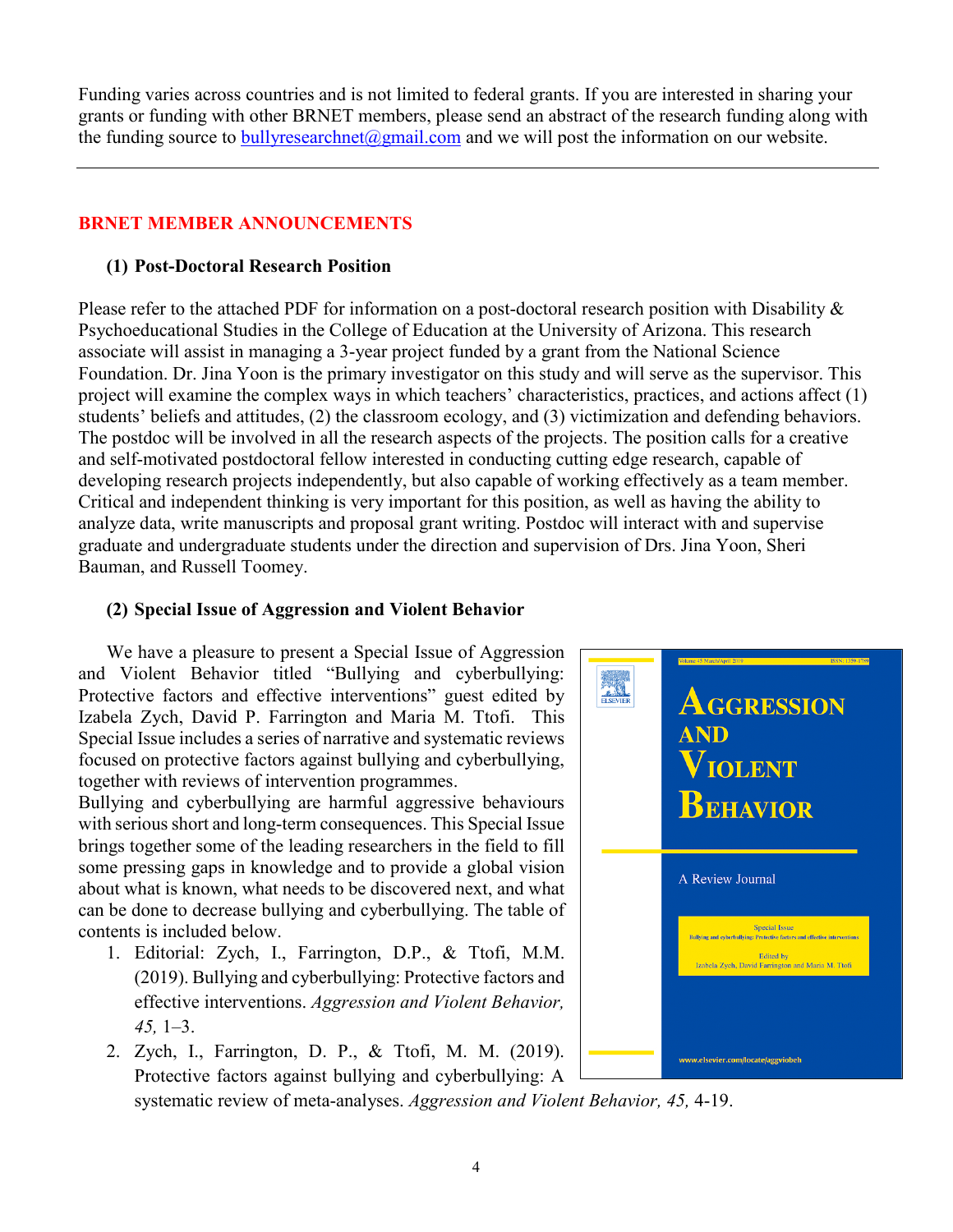Funding varies across countries and is not limited to federal grants. If you are interested in sharing your grants or funding with other BRNET members, please send an abstract of the research funding along with the funding source to bullyresearchnet@gmail.com and we will post the information on our website.

---

## BRNET MEMBER ANNOUNCEMENTS

### (1) Post-Doctoral Research Position

Please refer to the attached PDF for information on a post-doctoral research position with Disability & Psychoeducational Studies in the College of Education at the University of Arizona. This research associate will assist in managing a 3-year project funded by a grant from the National Science Foundation. Dr. Jina Yoon is the primary investigator on this study and will serve as the supervisor. This project will examine the complex ways in which teachers' characteristics, practices, and actions affect (1) students' beliefs and attitudes, (2) the classroom ecology, and (3) victimization and defending behaviors. The postdoc will be involved in all the research aspects of the projects. The position calls for a creative and self-motivated postdoctoral fellow interested in conducting cutting edge research, capable of developing research projects independently, but also capable of working effectively as a team member. Critical and independent thinking is very important for this position, as well as having the ability to analyze data, write manuscripts and proposal grant writing. Postdoc will interact with and supervise graduate and undergraduate students under the direction and supervision of Drs. Jina Yoon, Sheri Bauman, and Russell Toomey.

### (2) Special Issue of Aggression and Violent Behavior

We have a pleasure to present a Special Issue of Aggression and Violent Behavior titled "Bullying and cyberbullying: Protective factors and effective interventions" guest edited by Izabela Zych, David P. Farrington and Maria M. Ttofi. This Special Issue includes a series of narrative and systematic reviews focused on protective factors against bullying and cyberbullying, together with reviews of intervention programmes.

Bullying and cyberbullying are harmful aggressive behaviours with serious short and long-term consequences. This Special Issue brings together some of the leading researchers in the field to fill some pressing gaps in knowledge and to provide a global vision about what is known, what needs to be discovered next, and what can be done to decrease bullying and cyberbullying. The table of contents is included below.

1. Editorial: Zych, I., Farrington, D.P., & Ttofi, M.M. (2019). Bullying and cyberbullying: Protective factors and effective interventions. *Aggression and Violent Behavior, 45,* 1–3.
2. Zych, I., Farrington, D. P., & Ttofi, M. M. (2019). Protective factors against bullying and cyberbullying: A systematic review of meta-analyses. *Aggression and Violent Behavior, 45,* 4-19.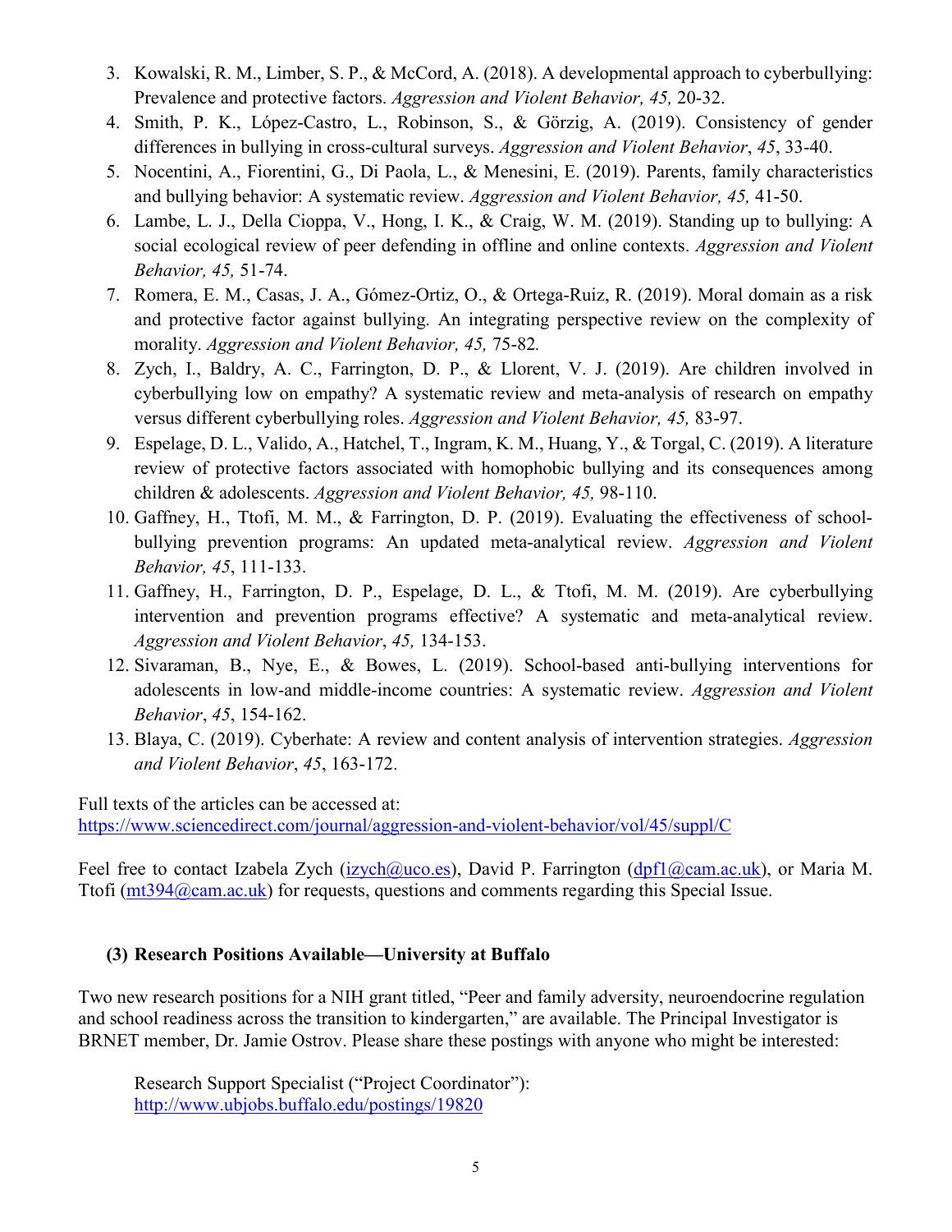3. Kowalski, R. M., Limber, S. P., & McCord, A. (2018). A developmental approach to cyberbullying: Prevalence and protective factors. *Aggression and Violent Behavior, 45,* 20-32.
4. Smith, P. K., López-Castro, L., Robinson, S., & Görzig, A. (2019). Consistency of gender differences in bullying in cross-cultural surveys. *Aggression and Violent Behavior*, *45*, 33-40.
5. Nocentini, A., Fiorentini, G., Di Paola, L., & Menesini, E. (2019). Parents, family characteristics and bullying behavior: A systematic review. *Aggression and Violent Behavior, 45,* 41-50.
6. Lambe, L. J., Della Cioppa, V., Hong, I. K., & Craig, W. M. (2019). Standing up to bullying: A social ecological review of peer defending in offline and online contexts. *Aggression and Violent Behavior, 45,* 51-74.
7. Romera, E. M., Casas, J. A., Gómez-Ortiz, O., & Ortega-Ruiz, R. (2019). Moral domain as a risk and protective factor against bullying. An integrating perspective review on the complexity of morality. *Aggression and Violent Behavior, 45,* 75-82*.*
8. Zych, I., Baldry, A. C., Farrington, D. P., & Llorent, V. J. (2019). Are children involved in cyberbullying low on empathy? A systematic review and meta-analysis of research on empathy versus different cyberbullying roles. *Aggression and Violent Behavior, 45,* 83-97.
9. Espelage, D. L., Valido, A., Hatchel, T., Ingram, K. M., Huang, Y., & Torgal, C. (2019). A literature review of protective factors associated with homophobic bullying and its consequences among children & adolescents. *Aggression and Violent Behavior, 45,* 98-110.
10. Gaffney, H., Ttofi, M. M., & Farrington, D. P. (2019). Evaluating the effectiveness of school-bullying prevention programs: An updated meta-analytical review. *Aggression and Violent Behavior, 45*, 111-133.
11. Gaffney, H., Farrington, D. P., Espelage, D. L., & Ttofi, M. M. (2019). Are cyberbullying intervention and prevention programs effective? A systematic and meta-analytical review. *Aggression and Violent Behavior*, *45,* 134-153.
12. Sivaraman, B., Nye, E., & Bowes, L. (2019). School-based anti-bullying interventions for adolescents in low-and middle-income countries: A systematic review. *Aggression and Violent Behavior*, *45*, 154-162.
13. Blaya, C. (2019). Cyberhate: A review and content analysis of intervention strategies. *Aggression and Violent Behavior*, *45*, 163-172.

Full texts of the articles can be accessed at:
https://www.sciencedirect.com/journal/aggression-and-violent-behavior/vol/45/suppl/C

Feel free to contact Izabela Zych (izych@uco.es), David P. Farrington (dpf1@cam.ac.uk), or Maria M. Ttofi (mt394@cam.ac.uk) for requests, questions and comments regarding this Special Issue.

### (3) Research Positions Available—University at Buffalo

Two new research positions for a NIH grant titled, "Peer and family adversity, neuroendocrine regulation and school readiness across the transition to kindergarten," are available. The Principal Investigator is BRNET member, Dr. Jamie Ostrov. Please share these postings with anyone who might be interested:

Research Support Specialist ("Project Coordinator"):
http://www.ubjobs.buffalo.edu/postings/19820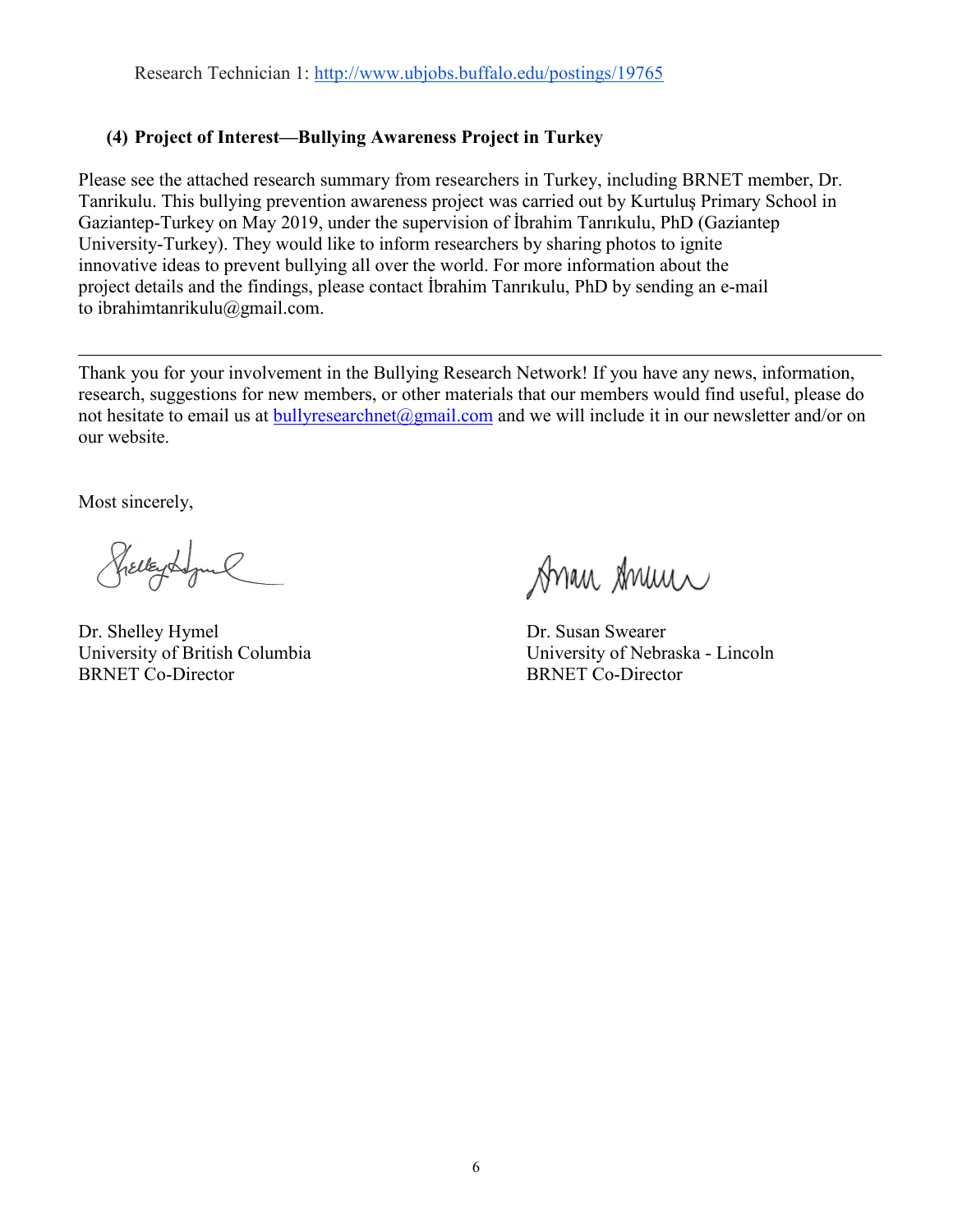Research Technician 1: http://www.ubjobs.buffalo.edu/postings/19765

**(4) Project of Interest—Bullying Awareness Project in Turkey**

Please see the attached research summary from researchers in Turkey, including BRNET member, Dr. Tanrikulu. This bullying prevention awareness project was carried out by Kurtuluş Primary School in Gaziantep-Turkey on May 2019, under the supervision of İbrahim Tanrıkulu, PhD (Gaziantep University-Turkey). They would like to inform researchers by sharing photos to ignite innovative ideas to prevent bullying all over the world. For more information about the project details and the findings, please contact İbrahim Tanrıkulu, PhD by sending an e-mail to ibrahimtanrikulu@gmail.com.

---

Thank you for your involvement in the Bullying Research Network! If you have any news, information, research, suggestions for new members, or other materials that our members would find useful, please do not hesitate to email us at bullyresearchnet@gmail.com and we will include it in our newsletter and/or on our website.

Most sincerely,

Dr. Shelley Hymel
University of British Columbia
BRNET Co-Director

Dr. Susan Swearer
University of Nebraska - Lincoln
BRNET Co-Director